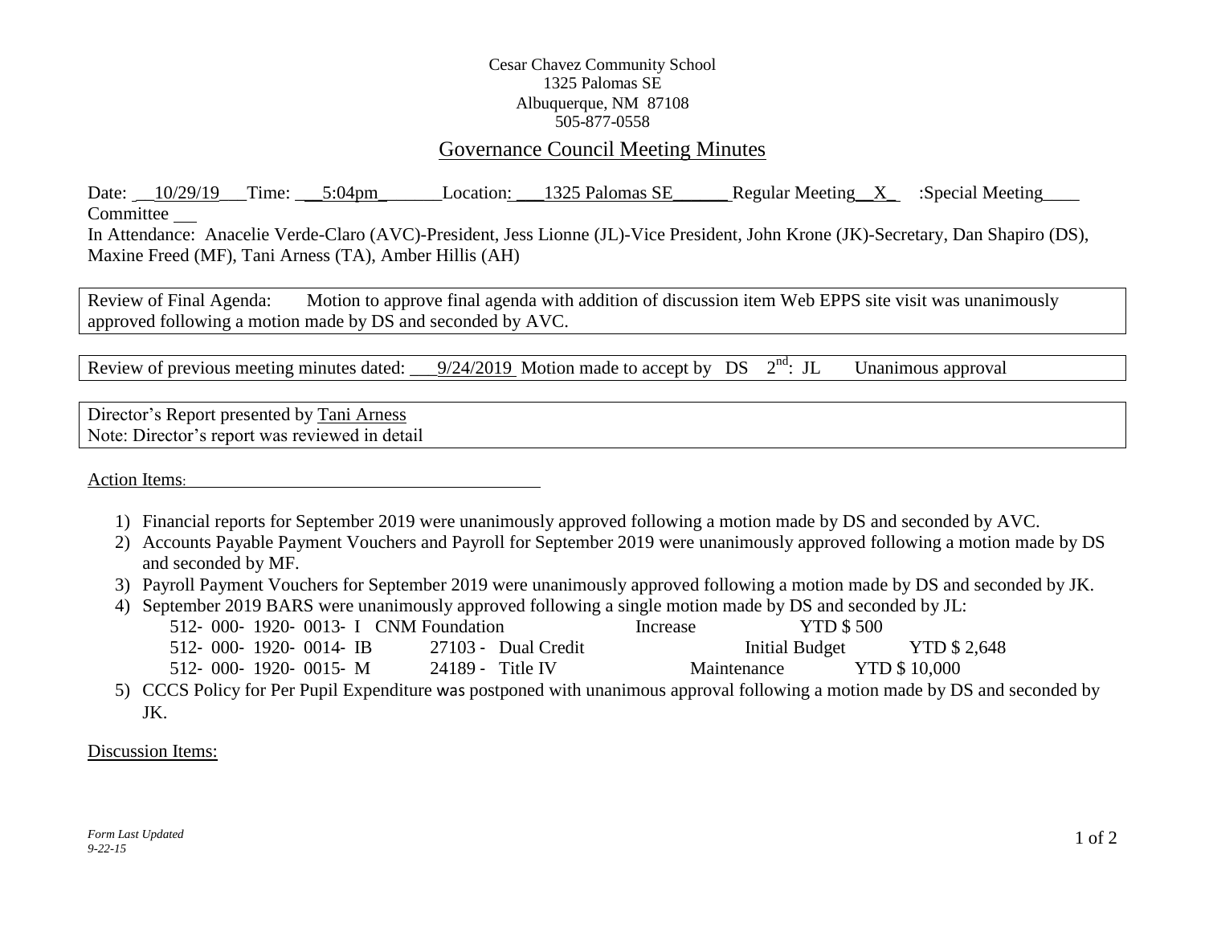Cesar Chavez Community School
1325 Palomas SE
Albuquerque, NM 87108
505-877-0558

# Governance Council Meeting Minutes

Date: 10/29/19 Time: 5:04pm Location: 1325 Palomas SE Regular Meeting X :Special Meeting____ Committee __

In Attendance: Anacelie Verde-Claro (AVC)-President, Jess Lionne (JL)-Vice President, John Krone (JK)-Secretary, Dan Shapiro (DS), Maxine Freed (MF), Tani Arness (TA), Amber Hillis (AH)

Review of Final Agenda: Motion to approve final agenda with addition of discussion item Web EPPS site visit was unanimously approved following a motion made by DS and seconded by AVC.

Review of previous meeting minutes dated: 9/24/2019 Motion made to accept by DS 2nd: JL Unanimous approval

Director's Report presented by Tani Arness
Note: Director's report was reviewed in detail

Action Items:

1) Financial reports for September 2019 were unanimously approved following a motion made by DS and seconded by AVC.
2) Accounts Payable Payment Vouchers and Payroll for September 2019 were unanimously approved following a motion made by DS and seconded by MF.
3) Payroll Payment Vouchers for September 2019 were unanimously approved following a motion made by DS and seconded by JK.
4) September 2019 BARS were unanimously approved following a single motion made by DS and seconded by JL:

| | | | |
|---|---|---|---|
| 512- 000- 1920- 0013- I | CNM Foundation | Increase | YTD $ 500 |
| 512- 000- 1920- 0014- IB | 27103 - Dual Credit | Initial Budget | YTD $ 2,648 |
| 512- 000- 1920- 0015- M | 24189 - Title IV | Maintenance | YTD $ 10,000 |

5) CCCS Policy for Per Pupil Expenditure was postponed with unanimous approval following a motion made by DS and seconded by JK.

Discussion Items:

*Form Last Updated 9-22-15*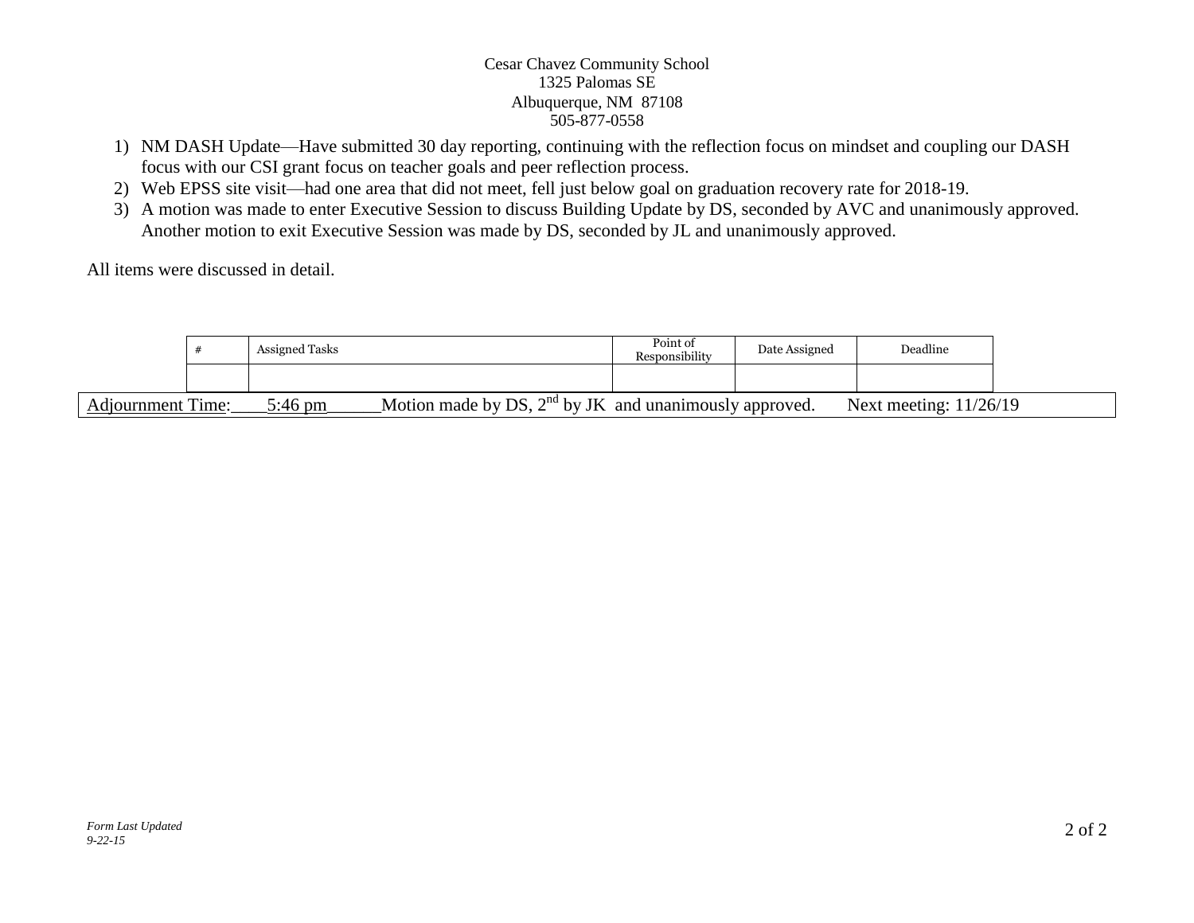Cesar Chavez Community School
1325 Palomas SE
Albuquerque, NM 87108
505-877-0558

1) NM DASH Update—Have submitted 30 day reporting, continuing with the reflection focus on mindset and coupling our DASH focus with our CSI grant focus on teacher goals and peer reflection process.
2) Web EPSS site visit—had one area that did not meet, fell just below goal on graduation recovery rate for 2018-19.
3) A motion was made to enter Executive Session to discuss Building Update by DS, seconded by AVC and unanimously approved. Another motion to exit Executive Session was made by DS, seconded by JL and unanimously approved.

All items were discussed in detail.

| # | Assigned Tasks | Point of Responsibility | Date Assigned | Deadline |
|---|---|---|---|---|
| | | | | |

Adjournment Time: ____5:46 pm______ Motion made by DS, 2nd by JK and unanimously approved. Next meeting: 11/26/19

*Form Last Updated 9-22-15*